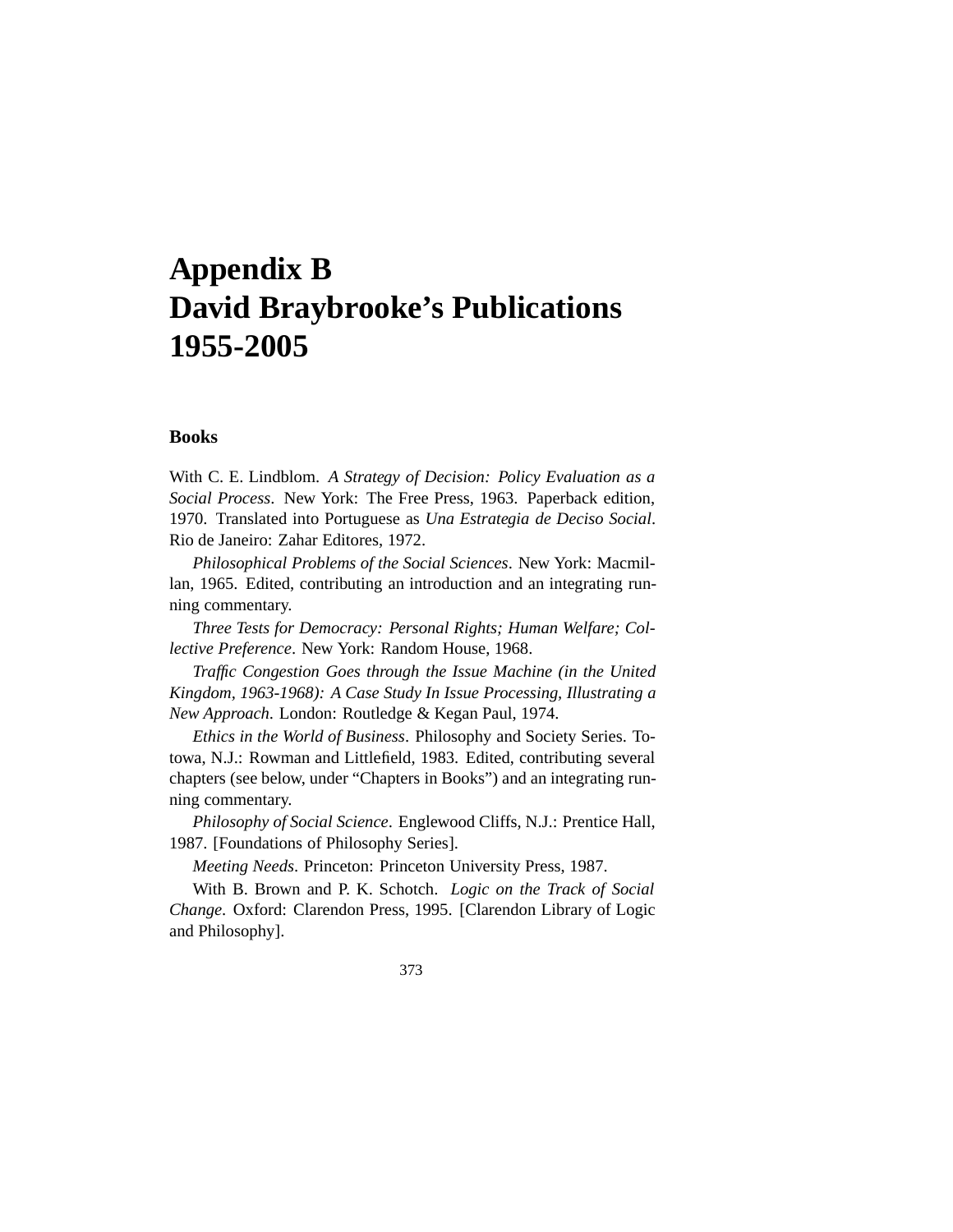# Appendix B
# David Braybrooke's Publications 1955-2005

## Books

With C. E. Lindblom. *A Strategy of Decision: Policy Evaluation as a Social Process*. New York: The Free Press, 1963. Paperback edition, 1970. Translated into Portuguese as *Una Estrategia de Deciso Social*. Rio de Janeiro: Zahar Editores, 1972.

*Philosophical Problems of the Social Sciences*. New York: Macmillan, 1965. Edited, contributing an introduction and an integrating running commentary.

*Three Tests for Democracy: Personal Rights; Human Welfare; Collective Preference*. New York: Random House, 1968.

*Traffic Congestion Goes through the Issue Machine (in the United Kingdom, 1963-1968): A Case Study In Issue Processing, Illustrating a New Approach*. London: Routledge & Kegan Paul, 1974.

*Ethics in the World of Business*. Philosophy and Society Series. Totowa, N.J.: Rowman and Littlefield, 1983. Edited, contributing several chapters (see below, under "Chapters in Books") and an integrating running commentary.

*Philosophy of Social Science*. Englewood Cliffs, N.J.: Prentice Hall, 1987. [Foundations of Philosophy Series].

*Meeting Needs*. Princeton: Princeton University Press, 1987.

With B. Brown and P. K. Schotch. *Logic on the Track of Social Change*. Oxford: Clarendon Press, 1995. [Clarendon Library of Logic and Philosophy].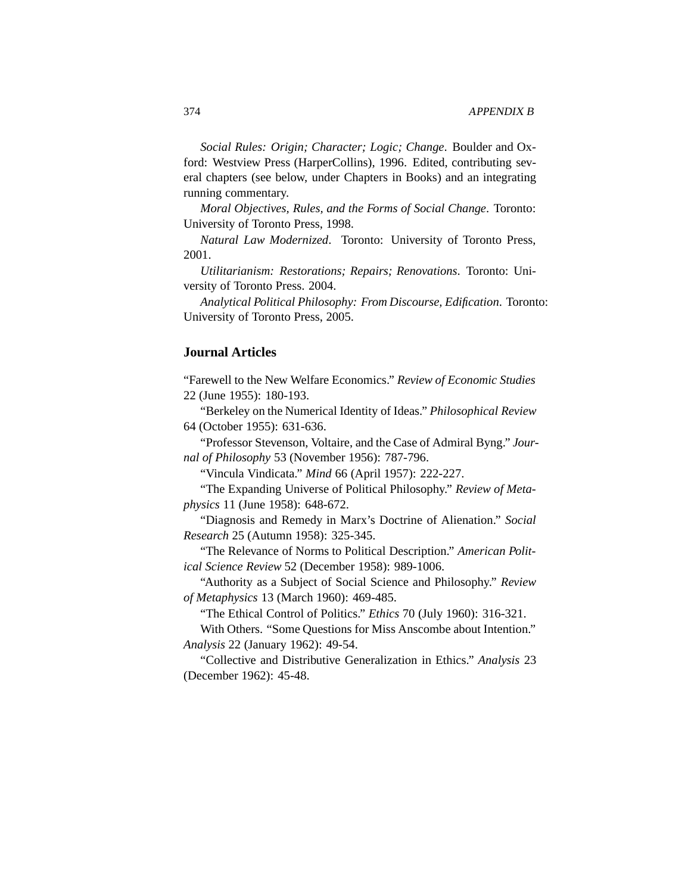*Social Rules: Origin; Character; Logic; Change*. Boulder and Oxford: Westview Press (HarperCollins), 1996. Edited, contributing several chapters (see below, under Chapters in Books) and an integrating running commentary.

*Moral Objectives, Rules, and the Forms of Social Change*. Toronto: University of Toronto Press, 1998.

*Natural Law Modernized*. Toronto: University of Toronto Press, 2001.

*Utilitarianism: Restorations; Repairs; Renovations*. Toronto: University of Toronto Press. 2004.

*Analytical Political Philosophy: From Discourse, Edification*. Toronto: University of Toronto Press, 2005.

## Journal Articles

"Farewell to the New Welfare Economics." *Review of Economic Studies* 22 (June 1955): 180-193.

"Berkeley on the Numerical Identity of Ideas." *Philosophical Review* 64 (October 1955): 631-636.

"Professor Stevenson, Voltaire, and the Case of Admiral Byng." *Journal of Philosophy* 53 (November 1956): 787-796.

"Vincula Vindicata." *Mind* 66 (April 1957): 222-227.

"The Expanding Universe of Political Philosophy." *Review of Metaphysics* 11 (June 1958): 648-672.

"Diagnosis and Remedy in Marx's Doctrine of Alienation." *Social Research* 25 (Autumn 1958): 325-345.

"The Relevance of Norms to Political Description." *American Political Science Review* 52 (December 1958): 989-1006.

"Authority as a Subject of Social Science and Philosophy." *Review of Metaphysics* 13 (March 1960): 469-485.

"The Ethical Control of Politics." *Ethics* 70 (July 1960): 316-321.

With Others. "Some Questions for Miss Anscombe about Intention." *Analysis* 22 (January 1962): 49-54.

"Collective and Distributive Generalization in Ethics." *Analysis* 23 (December 1962): 45-48.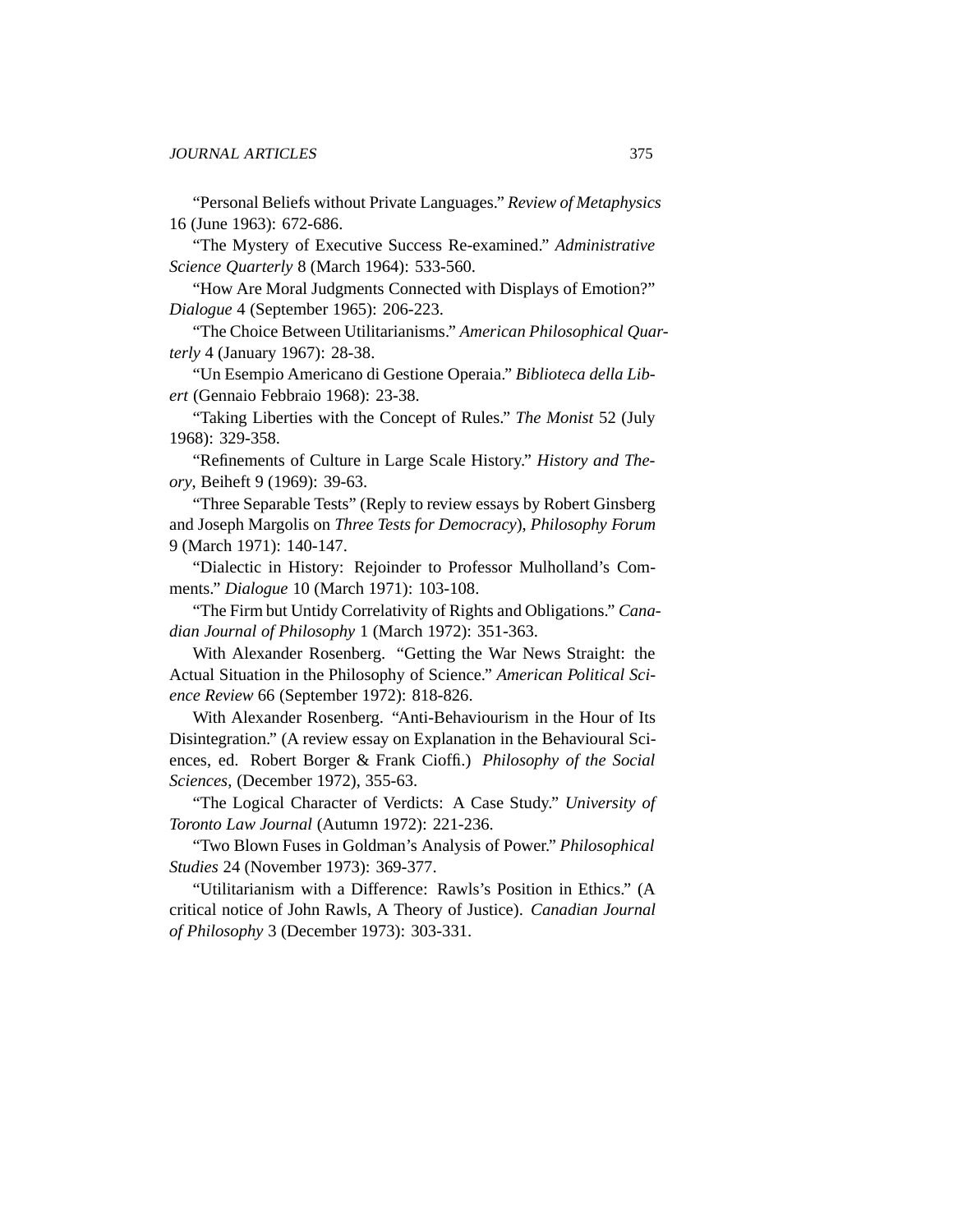"Personal Beliefs without Private Languages." *Review of Metaphysics* 16 (June 1963): 672-686.

"The Mystery of Executive Success Re-examined." *Administrative Science Quarterly* 8 (March 1964): 533-560.

"How Are Moral Judgments Connected with Displays of Emotion?" *Dialogue* 4 (September 1965): 206-223.

"The Choice Between Utilitarianisms." *American Philosophical Quarterly* 4 (January 1967): 28-38.

"Un Esempio Americano di Gestione Operaia." *Biblioteca della Libert* (Gennaio Febbraio 1968): 23-38.

"Taking Liberties with the Concept of Rules." *The Monist* 52 (July 1968): 329-358.

"Refinements of Culture in Large Scale History." *History and Theory*, Beiheft 9 (1969): 39-63.

"Three Separable Tests" (Reply to review essays by Robert Ginsberg and Joseph Margolis on *Three Tests for Democracy*), *Philosophy Forum* 9 (March 1971): 140-147.

"Dialectic in History: Rejoinder to Professor Mulholland's Comments." *Dialogue* 10 (March 1971): 103-108.

"The Firm but Untidy Correlativity of Rights and Obligations." *Canadian Journal of Philosophy* 1 (March 1972): 351-363.

With Alexander Rosenberg. "Getting the War News Straight: the Actual Situation in the Philosophy of Science." *American Political Science Review* 66 (September 1972): 818-826.

With Alexander Rosenberg. "Anti-Behaviourism in the Hour of Its Disintegration." (A review essay on Explanation in the Behavioural Sciences, ed. Robert Borger & Frank Cioffi.) *Philosophy of the Social Sciences*, (December 1972), 355-63.

"The Logical Character of Verdicts: A Case Study." *University of Toronto Law Journal* (Autumn 1972): 221-236.

"Two Blown Fuses in Goldman's Analysis of Power." *Philosophical Studies* 24 (November 1973): 369-377.

"Utilitarianism with a Difference: Rawls's Position in Ethics." (A critical notice of John Rawls, A Theory of Justice). *Canadian Journal of Philosophy* 3 (December 1973): 303-331.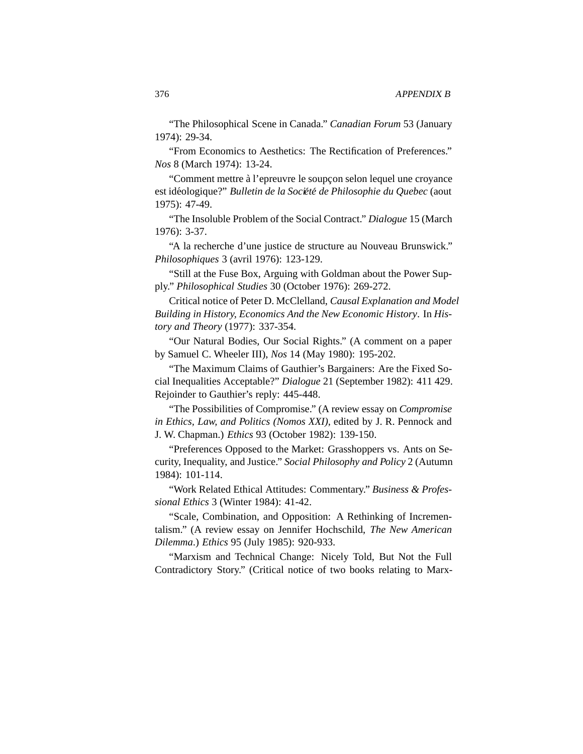"The Philosophical Scene in Canada." *Canadian Forum* 53 (January 1974): 29-34.

"From Economics to Aesthetics: The Rectification of Preferences." *Nos* 8 (March 1974): 13-24.

"Comment mettre à l'epreuvre le soupçon selon lequel une croyance est idéologique?" *Bulletin de la Société de Philosophie du Quebec* (aout 1975): 47-49.

"The Insoluble Problem of the Social Contract." *Dialogue* 15 (March 1976): 3-37.

"A la recherche d'une justice de structure au Nouveau Brunswick." *Philosophiques* 3 (avril 1976): 123-129.

"Still at the Fuse Box, Arguing with Goldman about the Power Supply." *Philosophical Studies* 30 (October 1976): 269-272.

Critical notice of Peter D. McClelland, *Causal Explanation and Model Building in History, Economics And the New Economic History*. In *History and Theory* (1977): 337-354.

"Our Natural Bodies, Our Social Rights." (A comment on a paper by Samuel C. Wheeler III), *Nos* 14 (May 1980): 195-202.

"The Maximum Claims of Gauthier's Bargainers: Are the Fixed Social Inequalities Acceptable?" *Dialogue* 21 (September 1982): 411 429. Rejoinder to Gauthier's reply: 445-448.

"The Possibilities of Compromise." (A review essay on *Compromise in Ethics, Law, and Politics (Nomos XXI)*, edited by J. R. Pennock and J. W. Chapman.) *Ethics* 93 (October 1982): 139-150.

"Preferences Opposed to the Market: Grasshoppers vs. Ants on Security, Inequality, and Justice." *Social Philosophy and Policy* 2 (Autumn 1984): 101-114.

"Work Related Ethical Attitudes: Commentary." *Business & Professional Ethics* 3 (Winter 1984): 41-42.

"Scale, Combination, and Opposition: A Rethinking of Incrementalism." (A review essay on Jennifer Hochschild, *The New American Dilemma*.) *Ethics* 95 (July 1985): 920-933.

"Marxism and Technical Change: Nicely Told, But Not the Full Contradictory Story." (Critical notice of two books relating to Marx-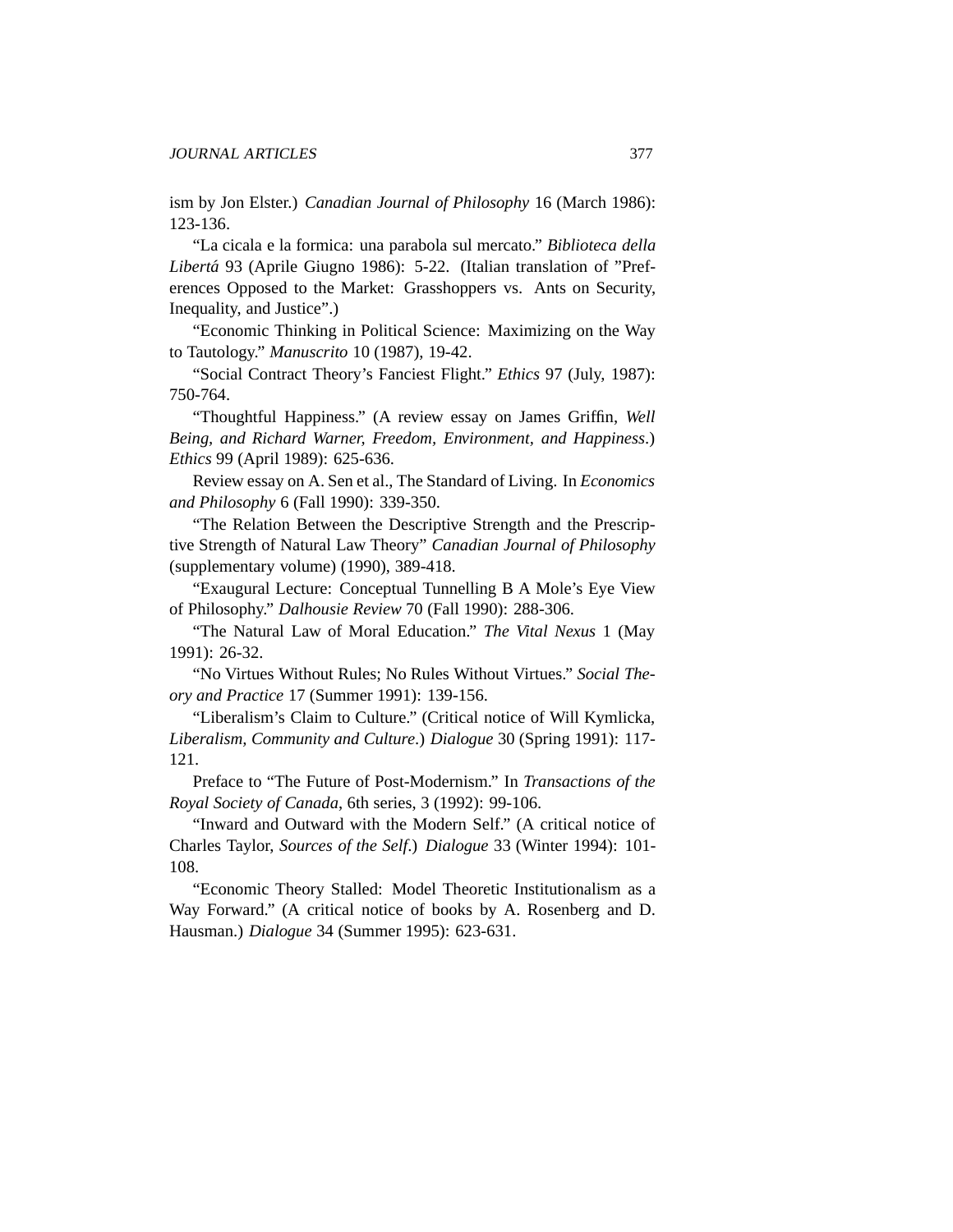ism by Jon Elster.) *Canadian Journal of Philosophy* 16 (March 1986): 123-136.

"La cicala e la formica: una parabola sul mercato." *Biblioteca della Libertá* 93 (Aprile Giugno 1986): 5-22. (Italian translation of "Preferences Opposed to the Market: Grasshoppers vs. Ants on Security, Inequality, and Justice".)

"Economic Thinking in Political Science: Maximizing on the Way to Tautology." *Manuscrito* 10 (1987), 19-42.

"Social Contract Theory's Fanciest Flight." *Ethics* 97 (July, 1987): 750-764.

"Thoughtful Happiness." (A review essay on James Griffin, *Well Being, and Richard Warner, Freedom, Environment, and Happiness*.) *Ethics* 99 (April 1989): 625-636.

Review essay on A. Sen et al., The Standard of Living. In *Economics and Philosophy* 6 (Fall 1990): 339-350.

"The Relation Between the Descriptive Strength and the Prescriptive Strength of Natural Law Theory" *Canadian Journal of Philosophy* (supplementary volume) (1990), 389-418.

"Exaugural Lecture: Conceptual Tunnelling B A Mole's Eye View of Philosophy." *Dalhousie Review* 70 (Fall 1990): 288-306.

"The Natural Law of Moral Education." *The Vital Nexus* 1 (May 1991): 26-32.

"No Virtues Without Rules; No Rules Without Virtues." *Social Theory and Practice* 17 (Summer 1991): 139-156.

"Liberalism's Claim to Culture." (Critical notice of Will Kymlicka, *Liberalism, Community and Culture*.) *Dialogue* 30 (Spring 1991): 117-121.

Preface to "The Future of Post-Modernism." In *Transactions of the Royal Society of Canada*, 6th series, 3 (1992): 99-106.

"Inward and Outward with the Modern Self." (A critical notice of Charles Taylor, *Sources of the Self*.) *Dialogue* 33 (Winter 1994): 101-108.

"Economic Theory Stalled: Model Theoretic Institutionalism as a Way Forward." (A critical notice of books by A. Rosenberg and D. Hausman.) *Dialogue* 34 (Summer 1995): 623-631.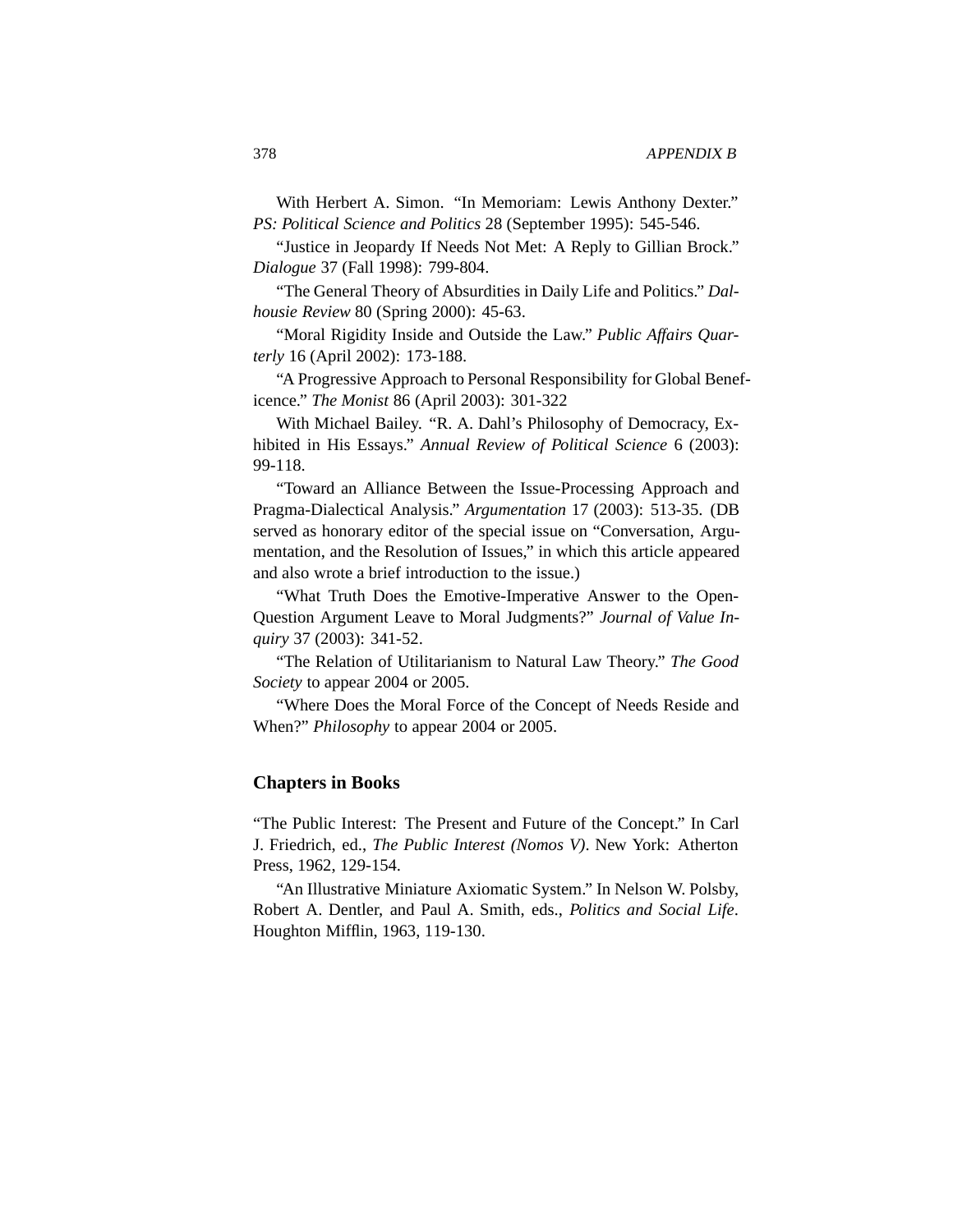With Herbert A. Simon. "In Memoriam: Lewis Anthony Dexter." *PS: Political Science and Politics* 28 (September 1995): 545-546.

"Justice in Jeopardy If Needs Not Met: A Reply to Gillian Brock." *Dialogue* 37 (Fall 1998): 799-804.

"The General Theory of Absurdities in Daily Life and Politics." *Dalhousie Review* 80 (Spring 2000): 45-63.

"Moral Rigidity Inside and Outside the Law." *Public Affairs Quarterly* 16 (April 2002): 173-188.

"A Progressive Approach to Personal Responsibility for Global Beneficence." *The Monist* 86 (April 2003): 301-322

With Michael Bailey. "R. A. Dahl's Philosophy of Democracy, Exhibited in His Essays." *Annual Review of Political Science* 6 (2003): 99-118.

"Toward an Alliance Between the Issue-Processing Approach and Pragma-Dialectical Analysis." *Argumentation* 17 (2003): 513-35. (DB served as honorary editor of the special issue on "Conversation, Argumentation, and the Resolution of Issues," in which this article appeared and also wrote a brief introduction to the issue.)

"What Truth Does the Emotive-Imperative Answer to the Open-Question Argument Leave to Moral Judgments?" *Journal of Value Inquiry* 37 (2003): 341-52.

"The Relation of Utilitarianism to Natural Law Theory." *The Good Society* to appear 2004 or 2005.

"Where Does the Moral Force of the Concept of Needs Reside and When?" *Philosophy* to appear 2004 or 2005.

### Chapters in Books

"The Public Interest: The Present and Future of the Concept." In Carl J. Friedrich, ed., *The Public Interest (Nomos V)*. New York: Atherton Press, 1962, 129-154.

"An Illustrative Miniature Axiomatic System." In Nelson W. Polsby, Robert A. Dentler, and Paul A. Smith, eds., *Politics and Social Life*. Houghton Mifflin, 1963, 119-130.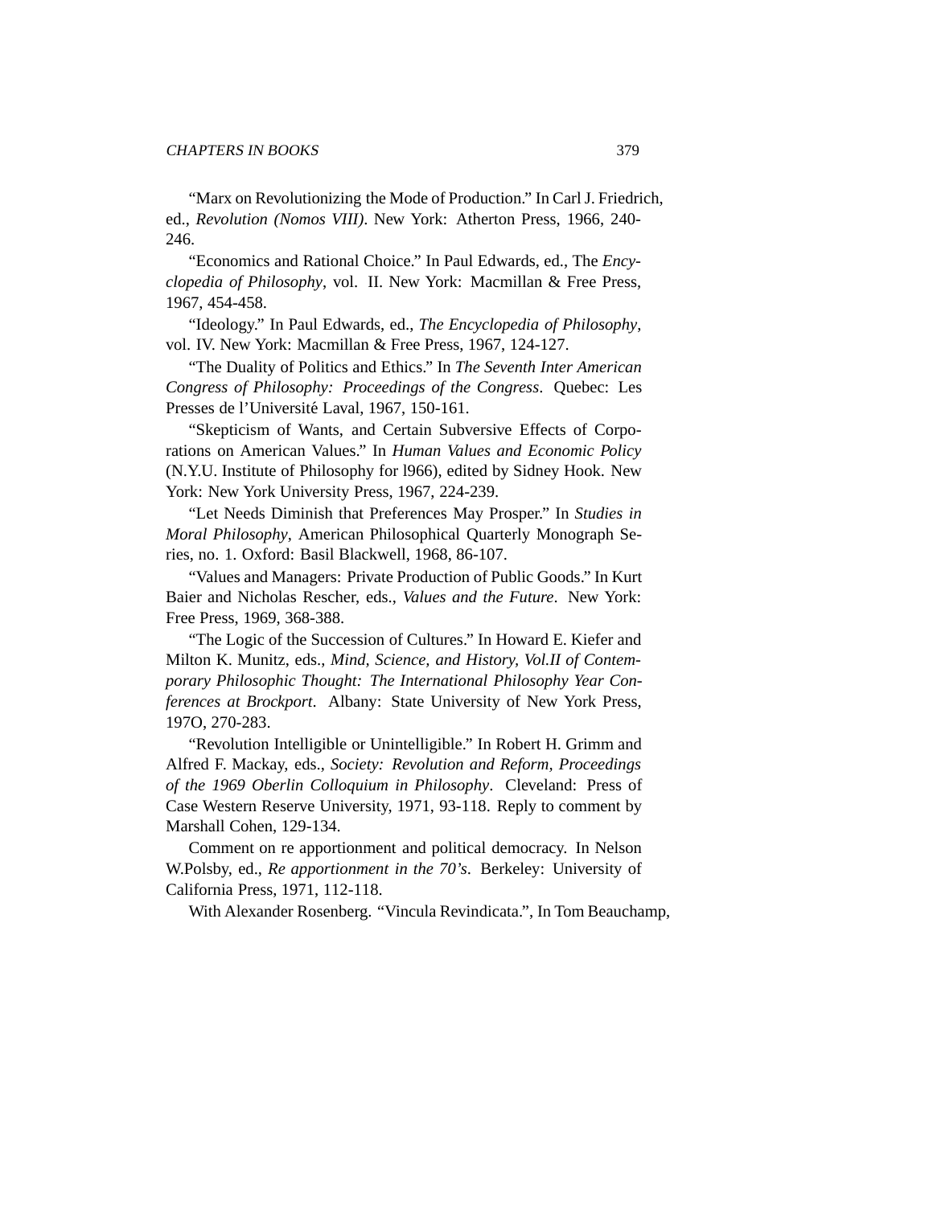"Marx on Revolutionizing the Mode of Production." In Carl J. Friedrich, ed., *Revolution (Nomos VIII)*. New York: Atherton Press, 1966, 240-246.

"Economics and Rational Choice." In Paul Edwards, ed., The *Encyclopedia of Philosophy*, vol. II. New York: Macmillan & Free Press, 1967, 454-458.

"Ideology." In Paul Edwards, ed., *The Encyclopedia of Philosophy*, vol. IV. New York: Macmillan & Free Press, 1967, 124-127.

"The Duality of Politics and Ethics." In *The Seventh Inter American Congress of Philosophy: Proceedings of the Congress*. Quebec: Les Presses de l'Université Laval, 1967, 150-161.

"Skepticism of Wants, and Certain Subversive Effects of Corporations on American Values." In *Human Values and Economic Policy* (N.Y.U. Institute of Philosophy for l966), edited by Sidney Hook. New York: New York University Press, 1967, 224-239.

"Let Needs Diminish that Preferences May Prosper." In *Studies in Moral Philosophy*, American Philosophical Quarterly Monograph Series, no. 1. Oxford: Basil Blackwell, 1968, 86-107.

"Values and Managers: Private Production of Public Goods." In Kurt Baier and Nicholas Rescher, eds., *Values and the Future*. New York: Free Press, 1969, 368-388.

"The Logic of the Succession of Cultures." In Howard E. Kiefer and Milton K. Munitz, eds., *Mind, Science, and History, Vol.II of Contemporary Philosophic Thought: The International Philosophy Year Conferences at Brockport*. Albany: State University of New York Press, 197O, 270-283.

"Revolution Intelligible or Unintelligible." In Robert H. Grimm and Alfred F. Mackay, eds., *Society: Revolution and Reform, Proceedings of the 1969 Oberlin Colloquium in Philosophy*. Cleveland: Press of Case Western Reserve University, 1971, 93-118. Reply to comment by Marshall Cohen, 129-134.

Comment on re apportionment and political democracy. In Nelson W.Polsby, ed., *Re apportionment in the 70's*. Berkeley: University of California Press, 1971, 112-118.

With Alexander Rosenberg. "Vincula Revindicata.", In Tom Beauchamp,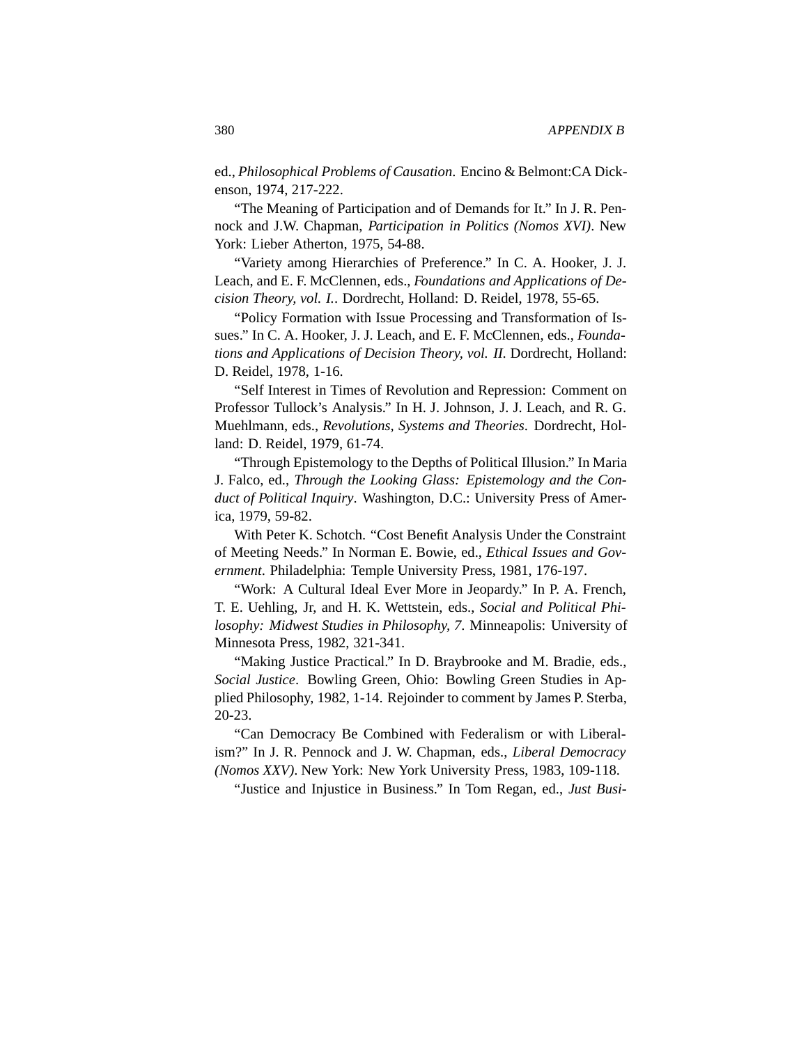ed., *Philosophical Problems of Causation*. Encino & Belmont:CA Dickenson, 1974, 217-222.

"The Meaning of Participation and of Demands for It." In J. R. Pennock and J.W. Chapman, *Participation in Politics (Nomos XVI)*. New York: Lieber Atherton, 1975, 54-88.

"Variety among Hierarchies of Preference." In C. A. Hooker, J. J. Leach, and E. F. McClennen, eds., *Foundations and Applications of Decision Theory, vol. I.*. Dordrecht, Holland: D. Reidel, 1978, 55-65.

"Policy Formation with Issue Processing and Transformation of Issues." In C. A. Hooker, J. J. Leach, and E. F. McClennen, eds., *Foundations and Applications of Decision Theory, vol. II*. Dordrecht, Holland: D. Reidel, 1978, 1-16.

"Self Interest in Times of Revolution and Repression: Comment on Professor Tullock's Analysis." In H. J. Johnson, J. J. Leach, and R. G. Muehlmann, eds., *Revolutions, Systems and Theories*. Dordrecht, Holland: D. Reidel, 1979, 61-74.

"Through Epistemology to the Depths of Political Illusion." In Maria J. Falco, ed., *Through the Looking Glass: Epistemology and the Conduct of Political Inquiry*. Washington, D.C.: University Press of America, 1979, 59-82.

With Peter K. Schotch. "Cost Benefit Analysis Under the Constraint of Meeting Needs." In Norman E. Bowie, ed., *Ethical Issues and Government*. Philadelphia: Temple University Press, 1981, 176-197.

"Work: A Cultural Ideal Ever More in Jeopardy." In P. A. French, T. E. Uehling, Jr, and H. K. Wettstein, eds., *Social and Political Philosophy: Midwest Studies in Philosophy, 7*. Minneapolis: University of Minnesota Press, 1982, 321-341.

"Making Justice Practical." In D. Braybrooke and M. Bradie, eds., *Social Justice*. Bowling Green, Ohio: Bowling Green Studies in Applied Philosophy, 1982, 1-14. Rejoinder to comment by James P. Sterba, 20-23.

"Can Democracy Be Combined with Federalism or with Liberalism?" In J. R. Pennock and J. W. Chapman, eds., *Liberal Democracy (Nomos XXV)*. New York: New York University Press, 1983, 109-118.

"Justice and Injustice in Business." In Tom Regan, ed., *Just Busi-*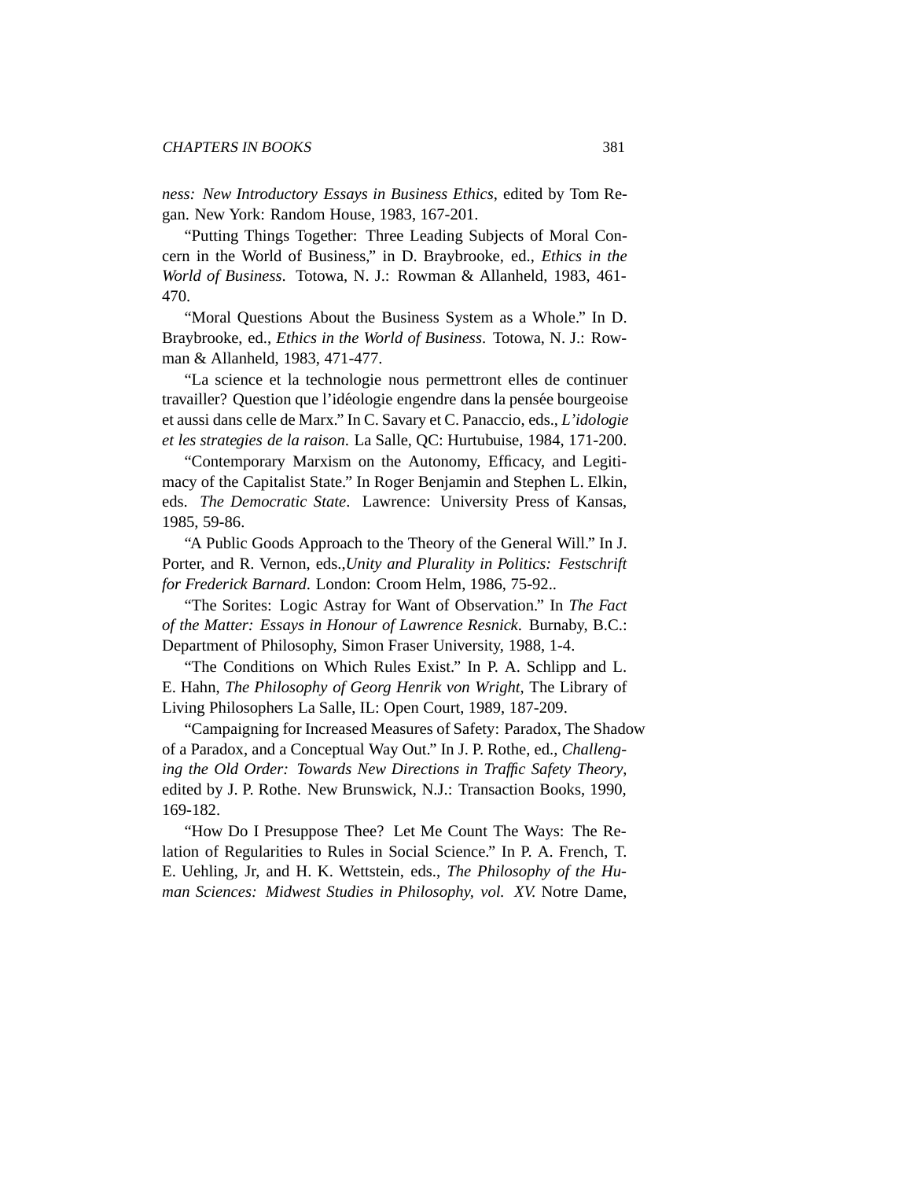*ness: New Introductory Essays in Business Ethics*, edited by Tom Regan. New York: Random House, 1983, 167-201.

"Putting Things Together: Three Leading Subjects of Moral Concern in the World of Business," in D. Braybrooke, ed., *Ethics in the World of Business*. Totowa, N. J.: Rowman & Allanheld, 1983, 461-470.

"Moral Questions About the Business System as a Whole." In D. Braybrooke, ed., *Ethics in the World of Business*. Totowa, N. J.: Rowman & Allanheld, 1983, 471-477.

"La science et la technologie nous permettront elles de continuer travailler? Question que l'idéologie engendre dans la pensée bourgeoise et aussi dans celle de Marx." In C. Savary et C. Panaccio, eds., *L'idologie et les strategies de la raison*. La Salle, QC: Hurtubuise, 1984, 171-200.

"Contemporary Marxism on the Autonomy, Efficacy, and Legitimacy of the Capitalist State." In Roger Benjamin and Stephen L. Elkin, eds. *The Democratic State*. Lawrence: University Press of Kansas, 1985, 59-86.

"A Public Goods Approach to the Theory of the General Will." In J. Porter, and R. Vernon, eds.,*Unity and Plurality in Politics: Festschrift for Frederick Barnard*. London: Croom Helm, 1986, 75-92..

"The Sorites: Logic Astray for Want of Observation." In *The Fact of the Matter: Essays in Honour of Lawrence Resnick*. Burnaby, B.C.: Department of Philosophy, Simon Fraser University, 1988, 1-4.

"The Conditions on Which Rules Exist." In P. A. Schlipp and L. E. Hahn, *The Philosophy of Georg Henrik von Wright*, The Library of Living Philosophers La Salle, IL: Open Court, 1989, 187-209.

"Campaigning for Increased Measures of Safety: Paradox, The Shadow of a Paradox, and a Conceptual Way Out." In J. P. Rothe, ed., *Challenging the Old Order: Towards New Directions in Traffic Safety Theory*, edited by J. P. Rothe. New Brunswick, N.J.: Transaction Books, 1990, 169-182.

"How Do I Presuppose Thee? Let Me Count The Ways: The Relation of Regularities to Rules in Social Science." In P. A. French, T. E. Uehling, Jr, and H. K. Wettstein, eds., *The Philosophy of the Human Sciences: Midwest Studies in Philosophy, vol. XV.* Notre Dame,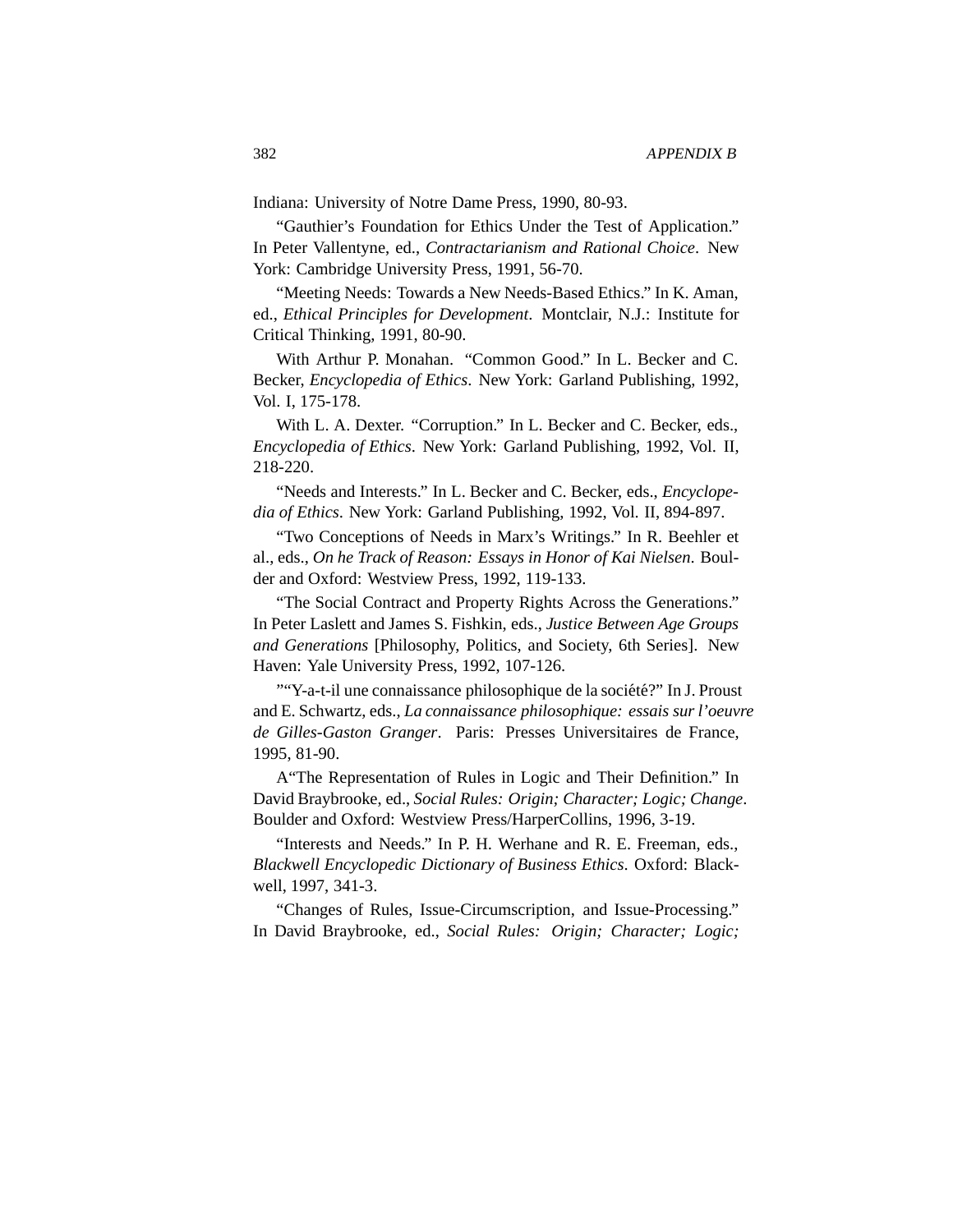Indiana: University of Notre Dame Press, 1990, 80-93.

"Gauthier's Foundation for Ethics Under the Test of Application." In Peter Vallentyne, ed., *Contractarianism and Rational Choice*. New York: Cambridge University Press, 1991, 56-70.

"Meeting Needs: Towards a New Needs-Based Ethics." In K. Aman, ed., *Ethical Principles for Development*. Montclair, N.J.: Institute for Critical Thinking, 1991, 80-90.

With Arthur P. Monahan. "Common Good." In L. Becker and C. Becker, *Encyclopedia of Ethics*. New York: Garland Publishing, 1992, Vol. I, 175-178.

With L. A. Dexter. "Corruption." In L. Becker and C. Becker, eds., *Encyclopedia of Ethics*. New York: Garland Publishing, 1992, Vol. II, 218-220.

"Needs and Interests." In L. Becker and C. Becker, eds., *Encyclopedia of Ethics*. New York: Garland Publishing, 1992, Vol. II, 894-897.

"Two Conceptions of Needs in Marx's Writings." In R. Beehler et al., eds., *On he Track of Reason: Essays in Honor of Kai Nielsen*. Boulder and Oxford: Westview Press, 1992, 119-133.

"The Social Contract and Property Rights Across the Generations." In Peter Laslett and James S. Fishkin, eds., *Justice Between Age Groups and Generations* [Philosophy, Politics, and Society, 6th Series]. New Haven: Yale University Press, 1992, 107-126.

""Y-a-t-il une connaissance philosophique de la société?" In J. Proust and E. Schwartz, eds., *La connaissance philosophique: essais sur l'oeuvre de Gilles-Gaston Granger*. Paris: Presses Universitaires de France, 1995, 81-90.

A"The Representation of Rules in Logic and Their Definition." In David Braybrooke, ed., *Social Rules: Origin; Character; Logic; Change*. Boulder and Oxford: Westview Press/HarperCollins, 1996, 3-19.

"Interests and Needs." In P. H. Werhane and R. E. Freeman, eds., *Blackwell Encyclopedic Dictionary of Business Ethics*. Oxford: Blackwell, 1997, 341-3.

"Changes of Rules, Issue-Circumscription, and Issue-Processing." In David Braybrooke, ed., *Social Rules: Origin; Character; Logic;*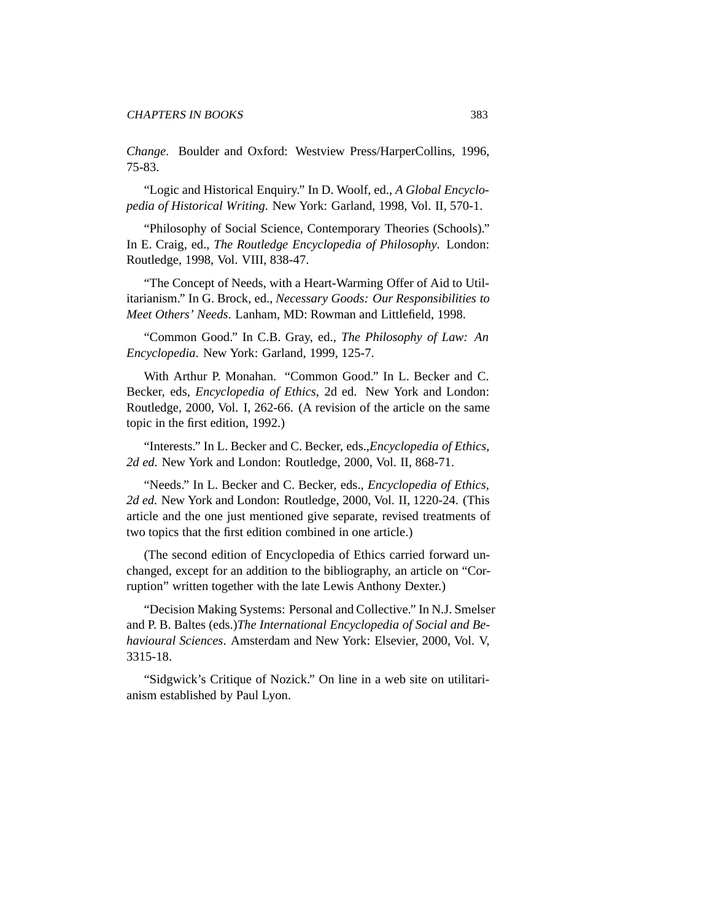*Change*. Boulder and Oxford: Westview Press/HarperCollins, 1996, 75-83.

"Logic and Historical Enquiry." In D. Woolf, ed., *A Global Encyclopedia of Historical Writing*. New York: Garland, 1998, Vol. II, 570-1.

"Philosophy of Social Science, Contemporary Theories (Schools)." In E. Craig, ed., *The Routledge Encyclopedia of Philosophy*. London: Routledge, 1998, Vol. VIII, 838-47.

"The Concept of Needs, with a Heart-Warming Offer of Aid to Utilitarianism." In G. Brock, ed., *Necessary Goods: Our Responsibilities to Meet Others' Needs*. Lanham, MD: Rowman and Littlefield, 1998.

"Common Good." In C.B. Gray, ed., *The Philosophy of Law: An Encyclopedia*. New York: Garland, 1999, 125-7.

With Arthur P. Monahan. "Common Good." In L. Becker and C. Becker, eds, *Encyclopedia of Ethics*, 2d ed. New York and London: Routledge, 2000, Vol. I, 262-66. (A revision of the article on the same topic in the first edition, 1992.)

"Interests." In L. Becker and C. Becker, eds.,*Encyclopedia of Ethics, 2d ed.* New York and London: Routledge, 2000, Vol. II, 868-71.

"Needs." In L. Becker and C. Becker, eds., *Encyclopedia of Ethics, 2d ed.* New York and London: Routledge, 2000, Vol. II, 1220-24. (This article and the one just mentioned give separate, revised treatments of two topics that the first edition combined in one article.)

(The second edition of Encyclopedia of Ethics carried forward unchanged, except for an addition to the bibliography, an article on "Corruption" written together with the late Lewis Anthony Dexter.)

"Decision Making Systems: Personal and Collective." In N.J. Smelser and P. B. Baltes (eds.)*The International Encyclopedia of Social and Behavioural Sciences*. Amsterdam and New York: Elsevier, 2000, Vol. V, 3315-18.

"Sidgwick's Critique of Nozick." On line in a web site on utilitarianism established by Paul Lyon.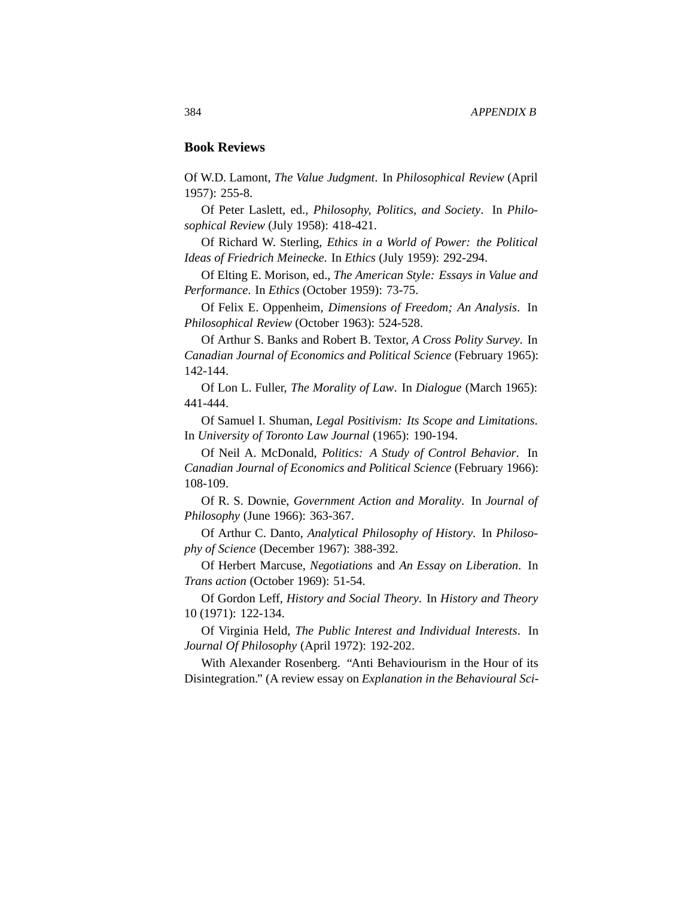## Book Reviews

Of W.D. Lamont, *The Value Judgment*. In *Philosophical Review* (April 1957): 255-8.

Of Peter Laslett, ed., *Philosophy, Politics, and Society*. In *Philosophical Review* (July 1958): 418-421.

Of Richard W. Sterling, *Ethics in a World of Power: the Political Ideas of Friedrich Meinecke*. In *Ethics* (July 1959): 292-294.

Of Elting E. Morison, ed., *The American Style: Essays in Value and Performance*. In *Ethics* (October 1959): 73-75.

Of Felix E. Oppenheim, *Dimensions of Freedom; An Analysis*. In *Philosophical Review* (October 1963): 524-528.

Of Arthur S. Banks and Robert B. Textor, *A Cross Polity Survey*. In *Canadian Journal of Economics and Political Science* (February 1965): 142-144.

Of Lon L. Fuller, *The Morality of Law*. In *Dialogue* (March 1965): 441-444.

Of Samuel I. Shuman, *Legal Positivism: Its Scope and Limitations*. In *University of Toronto Law Journal* (1965): 190-194.

Of Neil A. McDonald, *Politics: A Study of Control Behavior*. In *Canadian Journal of Economics and Political Science* (February 1966): 108-109.

Of R. S. Downie, *Government Action and Morality*. In *Journal of Philosophy* (June 1966): 363-367.

Of Arthur C. Danto, *Analytical Philosophy of History*. In *Philosophy of Science* (December 1967): 388-392.

Of Herbert Marcuse, *Negotiations* and *An Essay on Liberation*. In *Trans action* (October 1969): 51-54.

Of Gordon Leff, *History and Social Theory*. In *History and Theory* 10 (1971): 122-134.

Of Virginia Held, *The Public Interest and Individual Interests*. In *Journal Of Philosophy* (April 1972): 192-202.

With Alexander Rosenberg. "Anti Behaviourism in the Hour of its Disintegration." (A review essay on *Explanation in the Behavioural Sci-*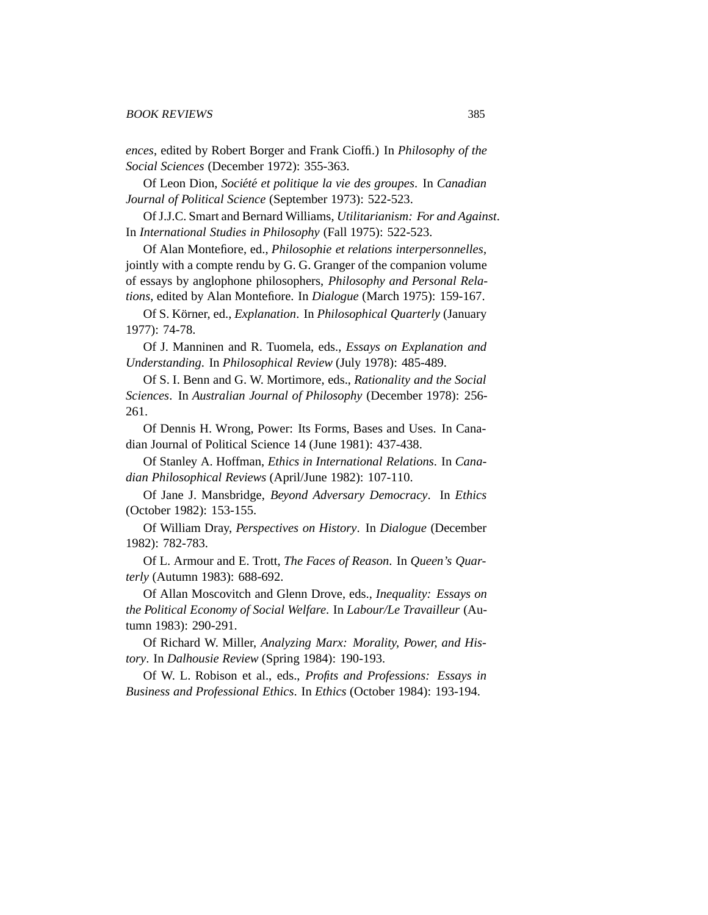*ences*, edited by Robert Borger and Frank Cioffi.) In *Philosophy of the Social Sciences* (December 1972): 355-363.

Of Leon Dion, *Société et politique la vie des groupes*. In *Canadian Journal of Political Science* (September 1973): 522-523.

Of J.J.C. Smart and Bernard Williams, *Utilitarianism: For and Against*. In *International Studies in Philosophy* (Fall 1975): 522-523.

Of Alan Montefiore, ed., *Philosophie et relations interpersonnelles*, jointly with a compte rendu by G. G. Granger of the companion volume of essays by anglophone philosophers, *Philosophy and Personal Relations*, edited by Alan Montefiore. In *Dialogue* (March 1975): 159-167.

Of S. Körner, ed., *Explanation*. In *Philosophical Quarterly* (January 1977): 74-78.

Of J. Manninen and R. Tuomela, eds., *Essays on Explanation and Understanding*. In *Philosophical Review* (July 1978): 485-489.

Of S. I. Benn and G. W. Mortimore, eds., *Rationality and the Social Sciences*. In *Australian Journal of Philosophy* (December 1978): 256-261.

Of Dennis H. Wrong, Power: Its Forms, Bases and Uses. In Canadian Journal of Political Science 14 (June 1981): 437-438.

Of Stanley A. Hoffman, *Ethics in International Relations*. In *Canadian Philosophical Reviews* (April/June 1982): 107-110.

Of Jane J. Mansbridge, *Beyond Adversary Democracy*. In *Ethics* (October 1982): 153-155.

Of William Dray, *Perspectives on History*. In *Dialogue* (December 1982): 782-783.

Of L. Armour and E. Trott, *The Faces of Reason*. In *Queen's Quarterly* (Autumn 1983): 688-692.

Of Allan Moscovitch and Glenn Drove, eds., *Inequality: Essays on the Political Economy of Social Welfare*. In *Labour/Le Travailleur* (Autumn 1983): 290-291.

Of Richard W. Miller, *Analyzing Marx: Morality, Power, and History*. In *Dalhousie Review* (Spring 1984): 190-193.

Of W. L. Robison et al., eds., *Profits and Professions: Essays in Business and Professional Ethics*. In *Ethics* (October 1984): 193-194.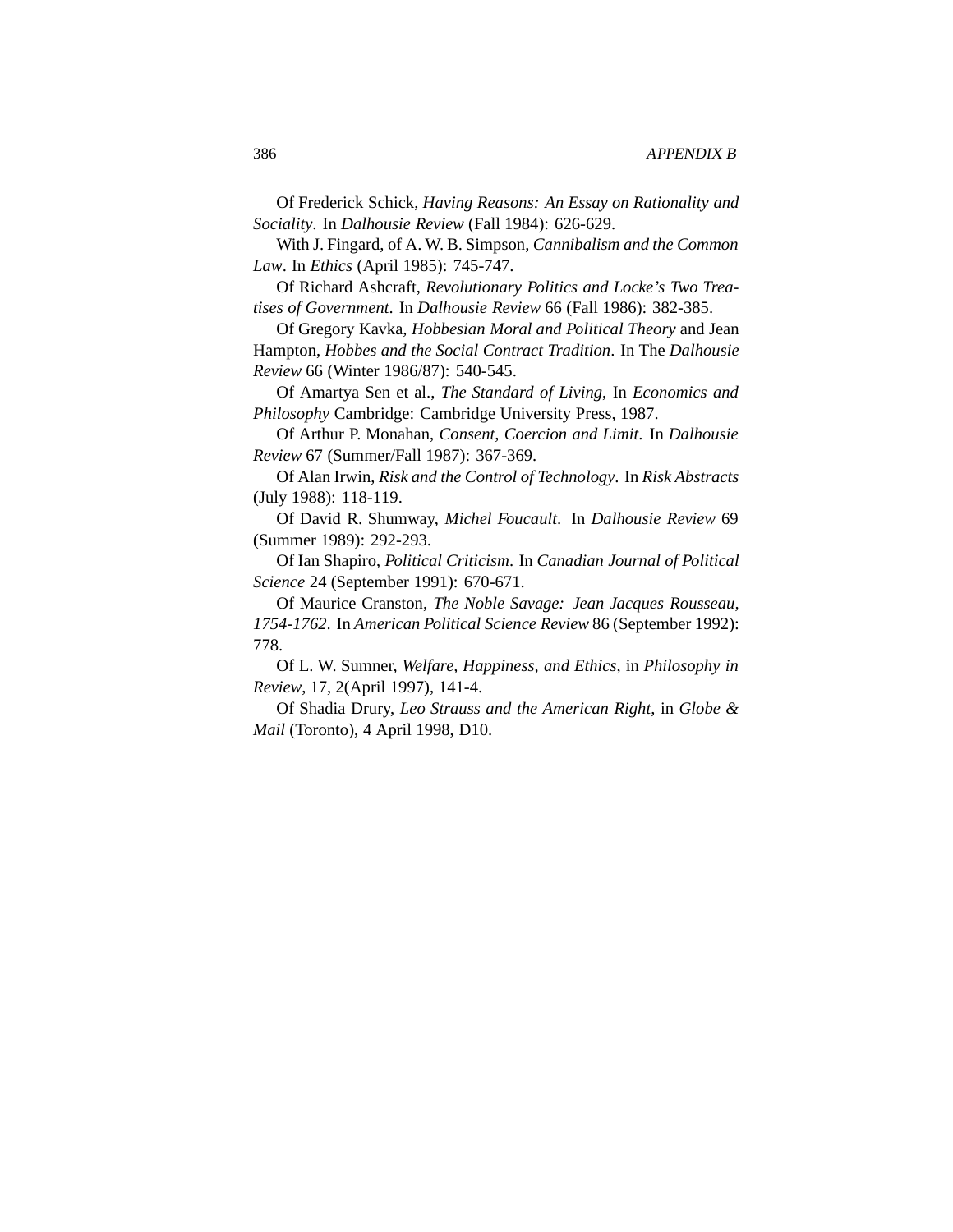Of Frederick Schick, *Having Reasons: An Essay on Rationality and Sociality*. In *Dalhousie Review* (Fall 1984): 626-629.

With J. Fingard, of A. W. B. Simpson, *Cannibalism and the Common Law*. In *Ethics* (April 1985): 745-747.

Of Richard Ashcraft, *Revolutionary Politics and Locke's Two Treatises of Government*. In *Dalhousie Review* 66 (Fall 1986): 382-385.

Of Gregory Kavka, *Hobbesian Moral and Political Theory* and Jean Hampton, *Hobbes and the Social Contract Tradition*. In The *Dalhousie Review* 66 (Winter 1986/87): 540-545.

Of Amartya Sen et al., *The Standard of Living*, In *Economics and Philosophy* Cambridge: Cambridge University Press, 1987.

Of Arthur P. Monahan, *Consent, Coercion and Limit*. In *Dalhousie Review* 67 (Summer/Fall 1987): 367-369.

Of Alan Irwin, *Risk and the Control of Technology*. In *Risk Abstracts* (July 1988): 118-119.

Of David R. Shumway, *Michel Foucault*. In *Dalhousie Review* 69 (Summer 1989): 292-293.

Of Ian Shapiro, *Political Criticism*. In *Canadian Journal of Political Science* 24 (September 1991): 670-671.

Of Maurice Cranston, *The Noble Savage: Jean Jacques Rousseau, 1754-1762*. In *American Political Science Review* 86 (September 1992): 778.

Of L. W. Sumner, *Welfare, Happiness, and Ethics*, in *Philosophy in Review*, 17, 2(April 1997), 141-4.

Of Shadia Drury, *Leo Strauss and the American Right*, in *Globe & Mail* (Toronto), 4 April 1998, D10.